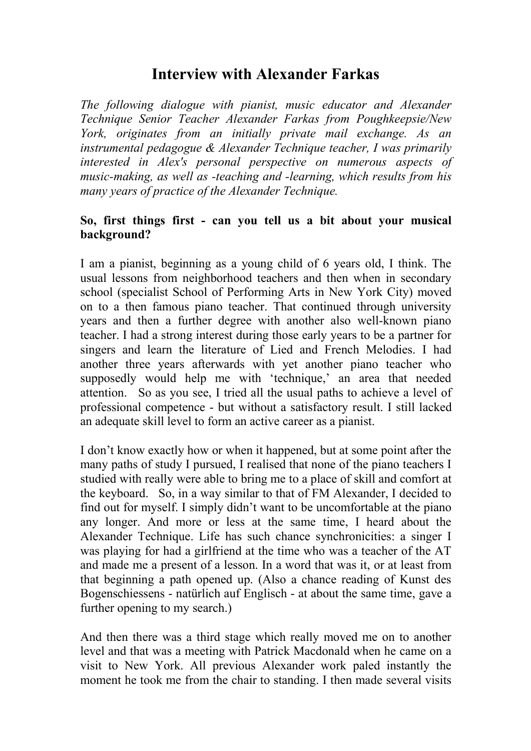# Interview with Alexander Farkas

*The following dialogue with pianist, music educator and Alexander Technique Senior Teacher Alexander Farkas from Poughkeepsie/New York, originates from an initially private mail exchange. As an instrumental pedagogue & Alexander Technique teacher, I was primarily interested in Alex's personal perspective on numerous aspects of music-making, as well as -teaching and -learning, which results from his many years of practice of the Alexander Technique.*

**So, first things first - can you tell us a bit about your musical background?**

I am a pianist, beginning as a young child of 6 years old, I think. The usual lessons from neighborhood teachers and then when in secondary school (specialist School of Performing Arts in New York City) moved on to a then famous piano teacher. That continued through university years and then a further degree with another also well-known piano teacher. I had a strong interest during those early years to be a partner for singers and learn the literature of Lied and French Melodies. I had another three years afterwards with yet another piano teacher who supposedly would help me with 'technique,' an area that needed attention. So as you see, I tried all the usual paths to achieve a level of professional competence - but without a satisfactory result. I still lacked an adequate skill level to form an active career as a pianist.

I don't know exactly how or when it happened, but at some point after the many paths of study I pursued, I realised that none of the piano teachers I studied with really were able to bring me to a place of skill and comfort at the keyboard. So, in a way similar to that of FM Alexander, I decided to find out for myself. I simply didn't want to be uncomfortable at the piano any longer. And more or less at the same time, I heard about the Alexander Technique. Life has such chance synchronicities: a singer I was playing for had a girlfriend at the time who was a teacher of the AT and made me a present of a lesson. In a word that was it, or at least from that beginning a path opened up. (Also a chance reading of Kunst des Bogenschiessens - natürlich auf Englisch - at about the same time, gave a further opening to my search.)

And then there was a third stage which really moved me on to another level and that was a meeting with Patrick Macdonald when he came on a visit to New York. All previous Alexander work paled instantly the moment he took me from the chair to standing. I then made several visits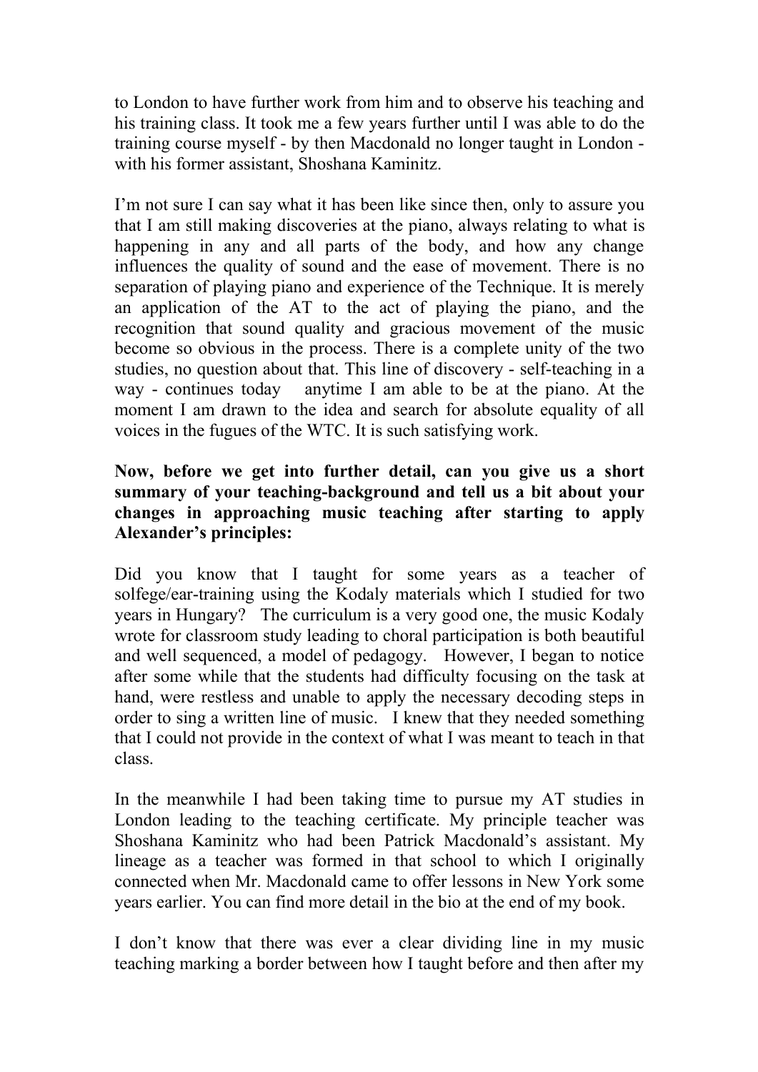to London to have further work from him and to observe his teaching and his training class. It took me a few years further until I was able to do the training course myself - by then Macdonald no longer taught in London - with his former assistant, Shoshana Kaminitz.

I'm not sure I can say what it has been like since then, only to assure you that I am still making discoveries at the piano, always relating to what is happening in any and all parts of the body, and how any change influences the quality of sound and the ease of movement. There is no separation of playing piano and experience of the Technique. It is merely an application of the AT to the act of playing the piano, and the recognition that sound quality and gracious movement of the music become so obvious in the process. There is a complete unity of the two studies, no question about that. This line of discovery - self-teaching in a way - continues today anytime I am able to be at the piano. At the moment I am drawn to the idea and search for absolute equality of all voices in the fugues of the WTC. It is such satisfying work.

**Now, before we get into further detail, can you give us a short summary of your teaching-background and tell us a bit about your changes in approaching music teaching after starting to apply Alexander's principles:**

Did you know that I taught for some years as a teacher of solfege/ear-training using the Kodaly materials which I studied for two years in Hungary? The curriculum is a very good one, the music Kodaly wrote for classroom study leading to choral participation is both beautiful and well sequenced, a model of pedagogy. However, I began to notice after some while that the students had difficulty focusing on the task at hand, were restless and unable to apply the necessary decoding steps in order to sing a written line of music. I knew that they needed something that I could not provide in the context of what I was meant to teach in that class.

In the meanwhile I had been taking time to pursue my AT studies in London leading to the teaching certificate. My principle teacher was Shoshana Kaminitz who had been Patrick Macdonald's assistant. My lineage as a teacher was formed in that school to which I originally connected when Mr. Macdonald came to offer lessons in New York some years earlier. You can find more detail in the bio at the end of my book.

I don't know that there was ever a clear dividing line in my music teaching marking a border between how I taught before and then after my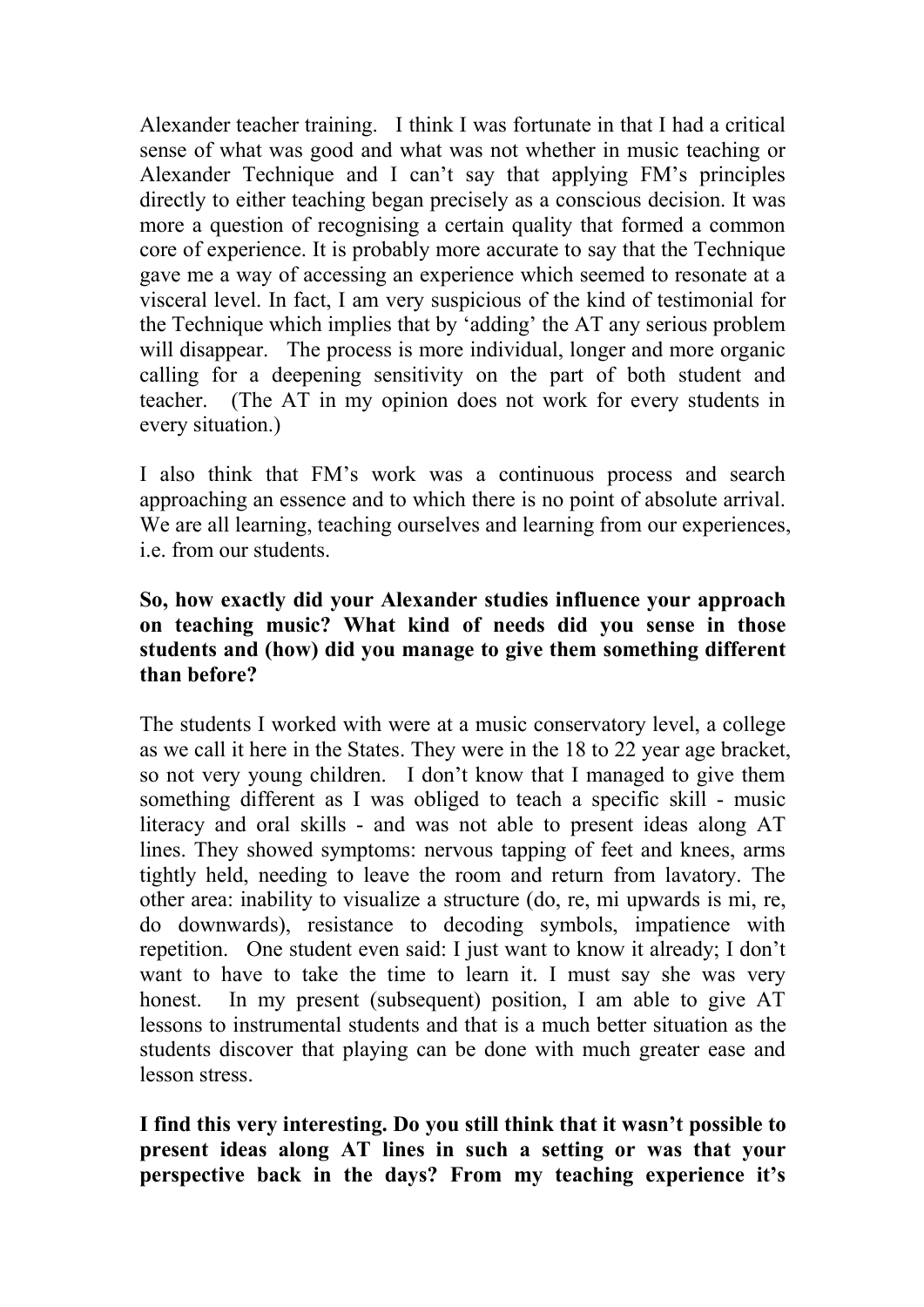Alexander teacher training. I think I was fortunate in that I had a critical sense of what was good and what was not whether in music teaching or Alexander Technique and I can't say that applying FM's principles directly to either teaching began precisely as a conscious decision. It was more a question of recognising a certain quality that formed a common core of experience. It is probably more accurate to say that the Technique gave me a way of accessing an experience which seemed to resonate at a visceral level. In fact, I am very suspicious of the kind of testimonial for the Technique which implies that by 'adding' the AT any serious problem will disappear. The process is more individual, longer and more organic calling for a deepening sensitivity on the part of both student and teacher. (The AT in my opinion does not work for every students in every situation.)

I also think that FM's work was a continuous process and search approaching an essence and to which there is no point of absolute arrival. We are all learning, teaching ourselves and learning from our experiences, i.e. from our students.

**So, how exactly did your Alexander studies influence your approach on teaching music? What kind of needs did you sense in those students and (how) did you manage to give them something different than before?**

The students I worked with were at a music conservatory level, a college as we call it here in the States. They were in the 18 to 22 year age bracket, so not very young children. I don't know that I managed to give them something different as I was obliged to teach a specific skill - music literacy and oral skills - and was not able to present ideas along AT lines. They showed symptoms: nervous tapping of feet and knees, arms tightly held, needing to leave the room and return from lavatory. The other area: inability to visualize a structure (do, re, mi upwards is mi, re, do downwards), resistance to decoding symbols, impatience with repetition. One student even said: I just want to know it already; I don't want to have to take the time to learn it. I must say she was very honest. In my present (subsequent) position, I am able to give AT lessons to instrumental students and that is a much better situation as the students discover that playing can be done with much greater ease and lesson stress.

**I find this very interesting. Do you still think that it wasn't possible to present ideas along AT lines in such a setting or was that your perspective back in the days? From my teaching experience it's**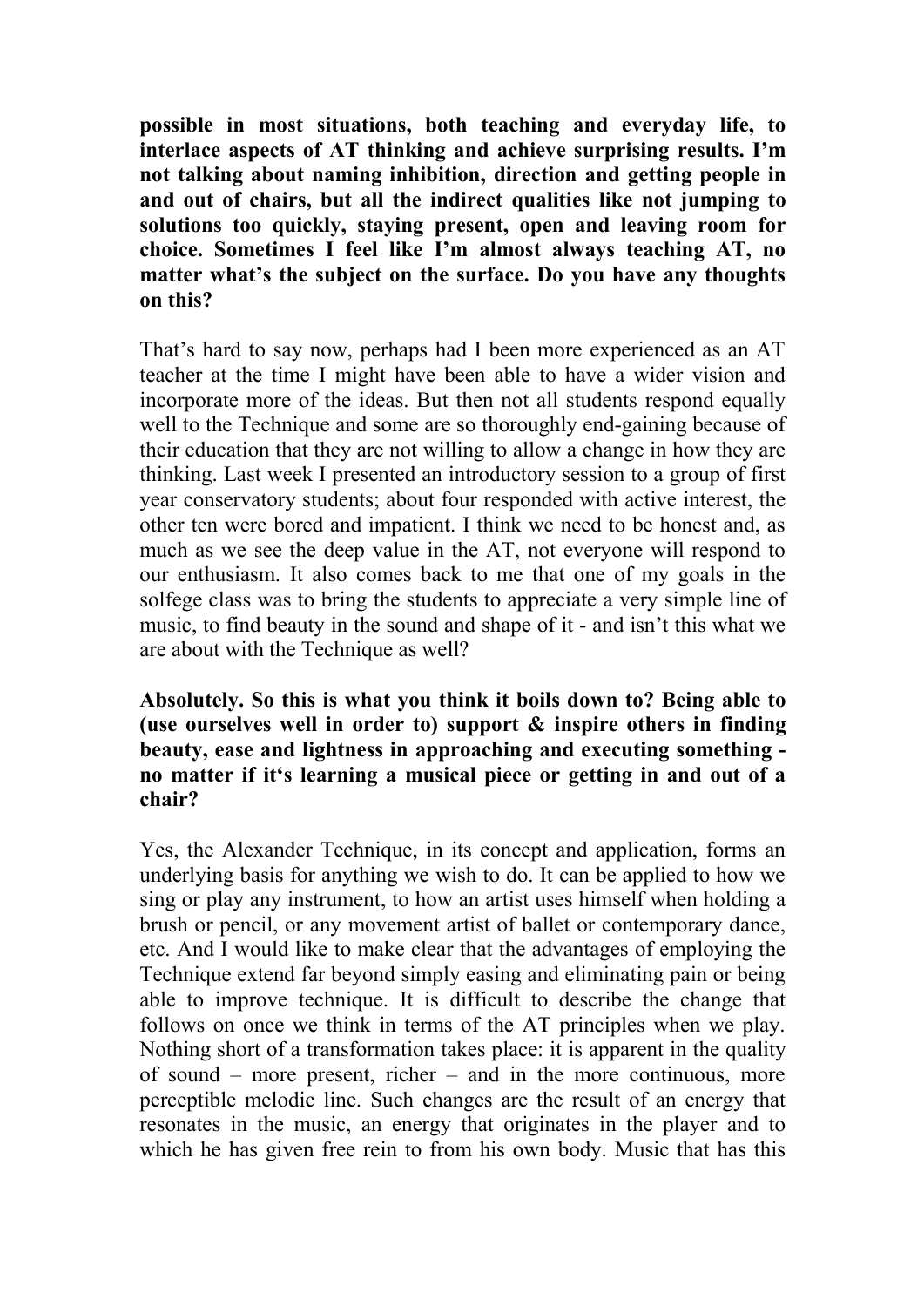**possible in most situations, both teaching and everyday life, to interlace aspects of AT thinking and achieve surprising results. I'm not talking about naming inhibition, direction and getting people in and out of chairs, but all the indirect qualities like not jumping to solutions too quickly, staying present, open and leaving room for choice. Sometimes I feel like I'm almost always teaching AT, no matter what's the subject on the surface. Do you have any thoughts on this?**

That's hard to say now, perhaps had I been more experienced as an AT teacher at the time I might have been able to have a wider vision and incorporate more of the ideas. But then not all students respond equally well to the Technique and some are so thoroughly end-gaining because of their education that they are not willing to allow a change in how they are thinking. Last week I presented an introductory session to a group of first year conservatory students; about four responded with active interest, the other ten were bored and impatient. I think we need to be honest and, as much as we see the deep value in the AT, not everyone will respond to our enthusiasm. It also comes back to me that one of my goals in the solfege class was to bring the students to appreciate a very simple line of music, to find beauty in the sound and shape of it - and isn't this what we are about with the Technique as well?

**Absolutely. So this is what you think it boils down to? Being able to (use ourselves well in order to) support & inspire others in finding beauty, ease and lightness in approaching and executing something - no matter if it's learning a musical piece or getting in and out of a chair?**

Yes, the Alexander Technique, in its concept and application, forms an underlying basis for anything we wish to do. It can be applied to how we sing or play any instrument, to how an artist uses himself when holding a brush or pencil, or any movement artist of ballet or contemporary dance, etc. And I would like to make clear that the advantages of employing the Technique extend far beyond simply easing and eliminating pain or being able to improve technique. It is difficult to describe the change that follows on once we think in terms of the AT principles when we play. Nothing short of a transformation takes place: it is apparent in the quality of sound – more present, richer – and in the more continuous, more perceptible melodic line. Such changes are the result of an energy that resonates in the music, an energy that originates in the player and to which he has given free rein to from his own body. Music that has this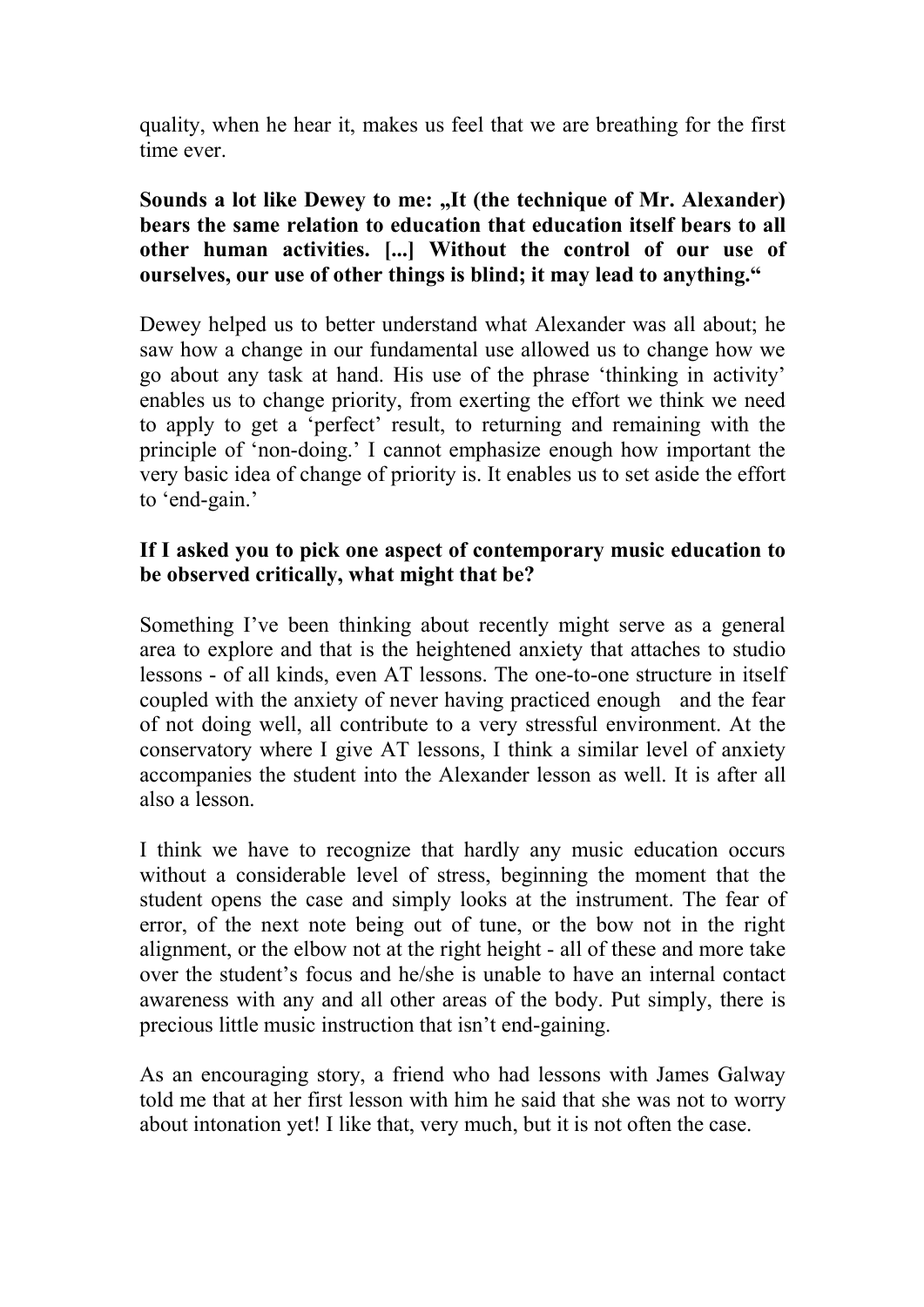quality, when he hear it, makes us feel that we are breathing for the first time ever.

**Sounds a lot like Dewey to me: „It (the technique of Mr. Alexander) bears the same relation to education that education itself bears to all other human activities. [...] Without the control of our use of ourselves, our use of other things is blind; it may lead to anything.“**

Dewey helped us to better understand what Alexander was all about; he saw how a change in our fundamental use allowed us to change how we go about any task at hand. His use of the phrase 'thinking in activity' enables us to change priority, from exerting the effort we think we need to apply to get a 'perfect' result, to returning and remaining with the principle of 'non-doing.' I cannot emphasize enough how important the very basic idea of change of priority is. It enables us to set aside the effort to 'end-gain.'

**If I asked you to pick one aspect of contemporary music education to be observed critically, what might that be?**

Something I've been thinking about recently might serve as a general area to explore and that is the heightened anxiety that attaches to studio lessons - of all kinds, even AT lessons. The one-to-one structure in itself coupled with the anxiety of never having practiced enough and the fear of not doing well, all contribute to a very stressful environment. At the conservatory where I give AT lessons, I think a similar level of anxiety accompanies the student into the Alexander lesson as well. It is after all also a lesson.

I think we have to recognize that hardly any music education occurs without a considerable level of stress, beginning the moment that the student opens the case and simply looks at the instrument. The fear of error, of the next note being out of tune, or the bow not in the right alignment, or the elbow not at the right height - all of these and more take over the student's focus and he/she is unable to have an internal contact awareness with any and all other areas of the body. Put simply, there is precious little music instruction that isn't end-gaining.

As an encouraging story, a friend who had lessons with James Galway told me that at her first lesson with him he said that she was not to worry about intonation yet! I like that, very much, but it is not often the case.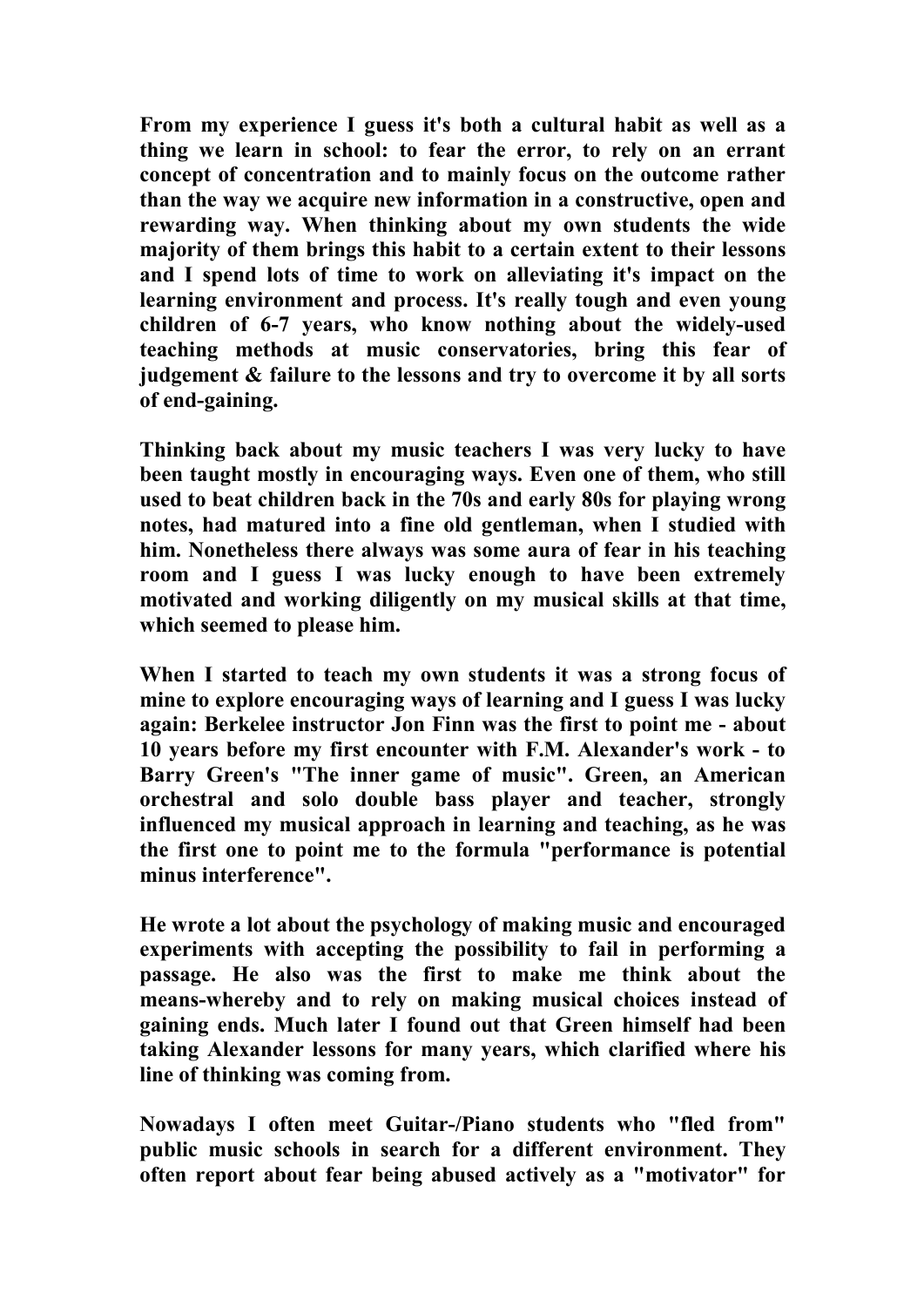From my experience I guess it's both a cultural habit as well as a thing we learn in school: to fear the error, to rely on an errant concept of concentration and to mainly focus on the outcome rather than the way we acquire new information in a constructive, open and rewarding way. When thinking about my own students the wide majority of them brings this habit to a certain extent to their lessons and I spend lots of time to work on alleviating it's impact on the learning environment and process. It's really tough and even young children of 6-7 years, who know nothing about the widely-used teaching methods at music conservatories, bring this fear of judgement & failure to the lessons and try to overcome it by all sorts of end-gaining.

Thinking back about my music teachers I was very lucky to have been taught mostly in encouraging ways. Even one of them, who still used to beat children back in the 70s and early 80s for playing wrong notes, had matured into a fine old gentleman, when I studied with him. Nonetheless there always was some aura of fear in his teaching room and I guess I was lucky enough to have been extremely motivated and working diligently on my musical skills at that time, which seemed to please him.

When I started to teach my own students it was a strong focus of mine to explore encouraging ways of learning and I guess I was lucky again: Berkelee instructor Jon Finn was the first to point me - about 10 years before my first encounter with F.M. Alexander's work - to Barry Green's "The inner game of music". Green, an American orchestral and solo double bass player and teacher, strongly influenced my musical approach in learning and teaching, as he was the first one to point me to the formula "performance is potential minus interference".

He wrote a lot about the psychology of making music and encouraged experiments with accepting the possibility to fail in performing a passage. He also was the first to make me think about the means-whereby and to rely on making musical choices instead of gaining ends. Much later I found out that Green himself had been taking Alexander lessons for many years, which clarified where his line of thinking was coming from.

Nowadays I often meet Guitar-/Piano students who "fled from" public music schools in search for a different environment. They often report about fear being abused actively as a "motivator" for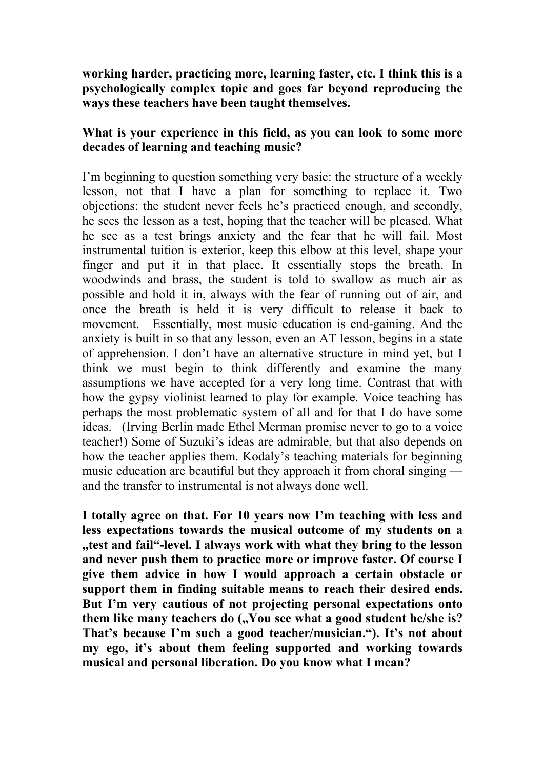**working harder, practicing more, learning faster, etc. I think this is a psychologically complex topic and goes far beyond reproducing the ways these teachers have been taught themselves.**

**What is your experience in this field, as you can look to some more decades of learning and teaching music?**

I'm beginning to question something very basic: the structure of a weekly lesson, not that I have a plan for something to replace it. Two objections: the student never feels he's practiced enough, and secondly, he sees the lesson as a test, hoping that the teacher will be pleased. What he see as a test brings anxiety and the fear that he will fail. Most instrumental tuition is exterior, keep this elbow at this level, shape your finger and put it in that place. It essentially stops the breath. In woodwinds and brass, the student is told to swallow as much air as possible and hold it in, always with the fear of running out of air, and once the breath is held it is very difficult to release it back to movement. Essentially, most music education is end-gaining. And the anxiety is built in so that any lesson, even an AT lesson, begins in a state of apprehension. I don't have an alternative structure in mind yet, but I think we must begin to think differently and examine the many assumptions we have accepted for a very long time. Contrast that with how the gypsy violinist learned to play for example. Voice teaching has perhaps the most problematic system of all and for that I do have some ideas. (Irving Berlin made Ethel Merman promise never to go to a voice teacher!) Some of Suzuki's ideas are admirable, but that also depends on how the teacher applies them. Kodaly's teaching materials for beginning music education are beautiful but they approach it from choral singing — and the transfer to instrumental is not always done well.

**I totally agree on that. For 10 years now I'm teaching with less and less expectations towards the musical outcome of my students on a „test and fail"-level. I always work with what they bring to the lesson and never push them to practice more or improve faster. Of course I give them advice in how I would approach a certain obstacle or support them in finding suitable means to reach their desired ends. But I'm very cautious of not projecting personal expectations onto them like many teachers do („You see what a good student he/she is? That's because I'm such a good teacher/musician."). It's not about my ego, it's about them feeling supported and working towards musical and personal liberation. Do you know what I mean?**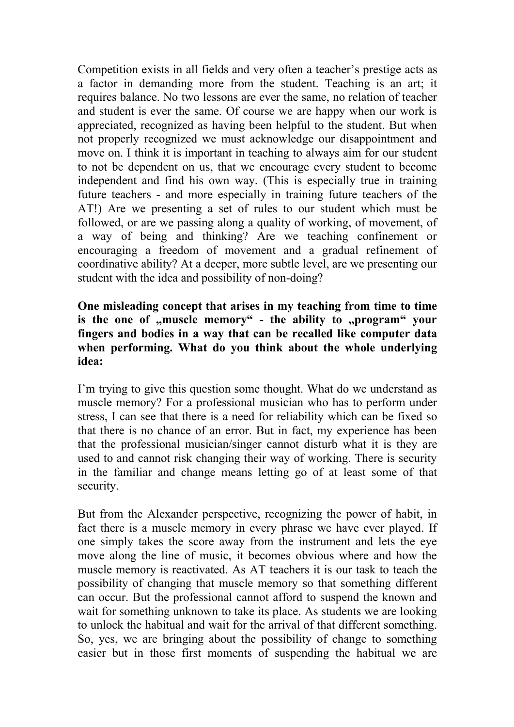Competition exists in all fields and very often a teacher's prestige acts as a factor in demanding more from the student. Teaching is an art; it requires balance. No two lessons are ever the same, no relation of teacher and student is ever the same. Of course we are happy when our work is appreciated, recognized as having been helpful to the student. But when not properly recognized we must acknowledge our disappointment and move on. I think it is important in teaching to always aim for our student to not be dependent on us, that we encourage every student to become independent and find his own way. (This is especially true in training future teachers - and more especially in training future teachers of the AT!) Are we presenting a set of rules to our student which must be followed, or are we passing along a quality of working, of movement, of a way of being and thinking? Are we teaching confinement or encouraging a freedom of movement and a gradual refinement of coordinative ability? At a deeper, more subtle level, are we presenting our student with the idea and possibility of non-doing?

**One misleading concept that arises in my teaching from time to time is the one of „muscle memory“ - the ability to „program“ your fingers and bodies in a way that can be recalled like computer data when performing. What do you think about the whole underlying idea:**

I'm trying to give this question some thought. What do we understand as muscle memory? For a professional musician who has to perform under stress, I can see that there is a need for reliability which can be fixed so that there is no chance of an error. But in fact, my experience has been that the professional musician/singer cannot disturb what it is they are used to and cannot risk changing their way of working. There is security in the familiar and change means letting go of at least some of that security.

But from the Alexander perspective, recognizing the power of habit, in fact there is a muscle memory in every phrase we have ever played. If one simply takes the score away from the instrument and lets the eye move along the line of music, it becomes obvious where and how the muscle memory is reactivated. As AT teachers it is our task to teach the possibility of changing that muscle memory so that something different can occur. But the professional cannot afford to suspend the known and wait for something unknown to take its place. As students we are looking to unlock the habitual and wait for the arrival of that different something. So, yes, we are bringing about the possibility of change to something easier but in those first moments of suspending the habitual we are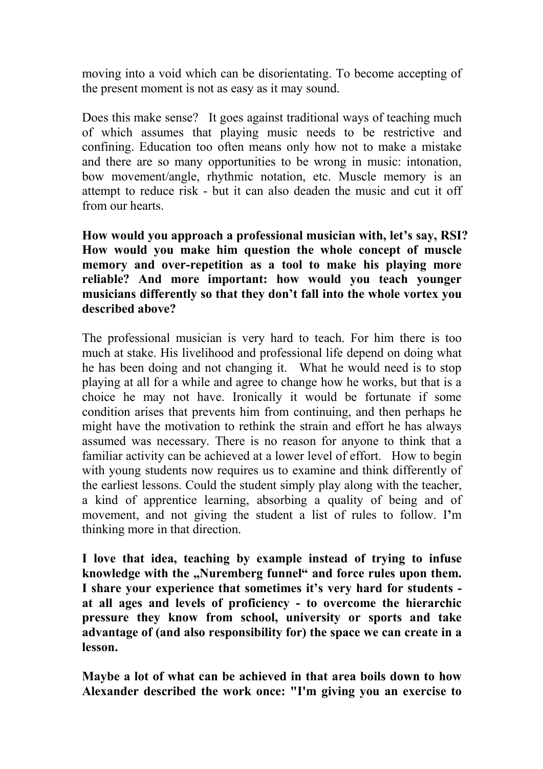moving into a void which can be disorientating. To become accepting of the present moment is not as easy as it may sound.

Does this make sense? It goes against traditional ways of teaching much of which assumes that playing music needs to be restrictive and confining. Education too often means only how not to make a mistake and there are so many opportunities to be wrong in music: intonation, bow movement/angle, rhythmic notation, etc. Muscle memory is an attempt to reduce risk - but it can also deaden the music and cut it off from our hearts.

**How would you approach a professional musician with, let's say, RSI? How would you make him question the whole concept of muscle memory and over-repetition as a tool to make his playing more reliable? And more important: how would you teach younger musicians differently so that they don't fall into the whole vortex you described above?**

The professional musician is very hard to teach. For him there is too much at stake. His livelihood and professional life depend on doing what he has been doing and not changing it. What he would need is to stop playing at all for a while and agree to change how he works, but that is a choice he may not have. Ironically it would be fortunate if some condition arises that prevents him from continuing, and then perhaps he might have the motivation to rethink the strain and effort he has always assumed was necessary. There is no reason for anyone to think that a familiar activity can be achieved at a lower level of effort. How to begin with young students now requires us to examine and think differently of the earliest lessons. Could the student simply play along with the teacher, a kind of apprentice learning, absorbing a quality of being and of movement, and not giving the student a list of rules to follow. I'm thinking more in that direction.

**I love that idea, teaching by example instead of trying to infuse knowledge with the „Nuremberg funnel" and force rules upon them. I share your experience that sometimes it's very hard for students - at all ages and levels of proficiency - to overcome the hierarchic pressure they know from school, university or sports and take advantage of (and also responsibility for) the space we can create in a lesson.**

**Maybe a lot of what can be achieved in that area boils down to how Alexander described the work once: "I'm giving you an exercise to**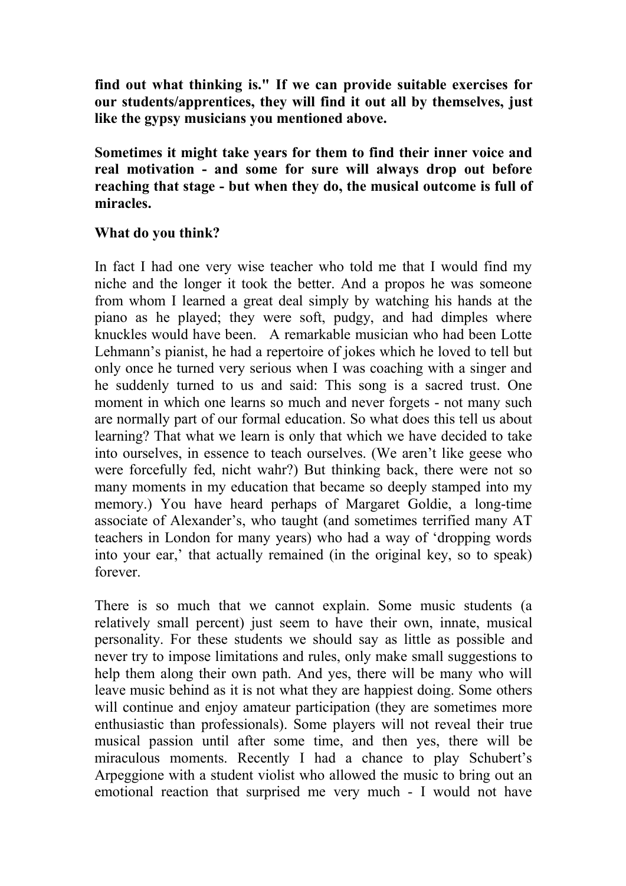**find out what thinking is." If we can provide suitable exercises for our students/apprentices, they will find it out all by themselves, just like the gypsy musicians you mentioned above.**

**Sometimes it might take years for them to find their inner voice and real motivation - and some for sure will always drop out before reaching that stage - but when they do, the musical outcome is full of miracles.**

**What do you think?**

In fact I had one very wise teacher who told me that I would find my niche and the longer it took the better. And a propos he was someone from whom I learned a great deal simply by watching his hands at the piano as he played; they were soft, pudgy, and had dimples where knuckles would have been. A remarkable musician who had been Lotte Lehmann's pianist, he had a repertoire of jokes which he loved to tell but only once he turned very serious when I was coaching with a singer and he suddenly turned to us and said: This song is a sacred trust. One moment in which one learns so much and never forgets - not many such are normally part of our formal education. So what does this tell us about learning? That what we learn is only that which we have decided to take into ourselves, in essence to teach ourselves. (We aren't like geese who were forcefully fed, nicht wahr?) But thinking back, there were not so many moments in my education that became so deeply stamped into my memory.) You have heard perhaps of Margaret Goldie, a long-time associate of Alexander's, who taught (and sometimes terrified many AT teachers in London for many years) who had a way of 'dropping words into your ear,' that actually remained (in the original key, so to speak) forever.

There is so much that we cannot explain. Some music students (a relatively small percent) just seem to have their own, innate, musical personality. For these students we should say as little as possible and never try to impose limitations and rules, only make small suggestions to help them along their own path. And yes, there will be many who will leave music behind as it is not what they are happiest doing. Some others will continue and enjoy amateur participation (they are sometimes more enthusiastic than professionals). Some players will not reveal their true musical passion until after some time, and then yes, there will be miraculous moments. Recently I had a chance to play Schubert's Arpeggione with a student violist who allowed the music to bring out an emotional reaction that surprised me very much - I would not have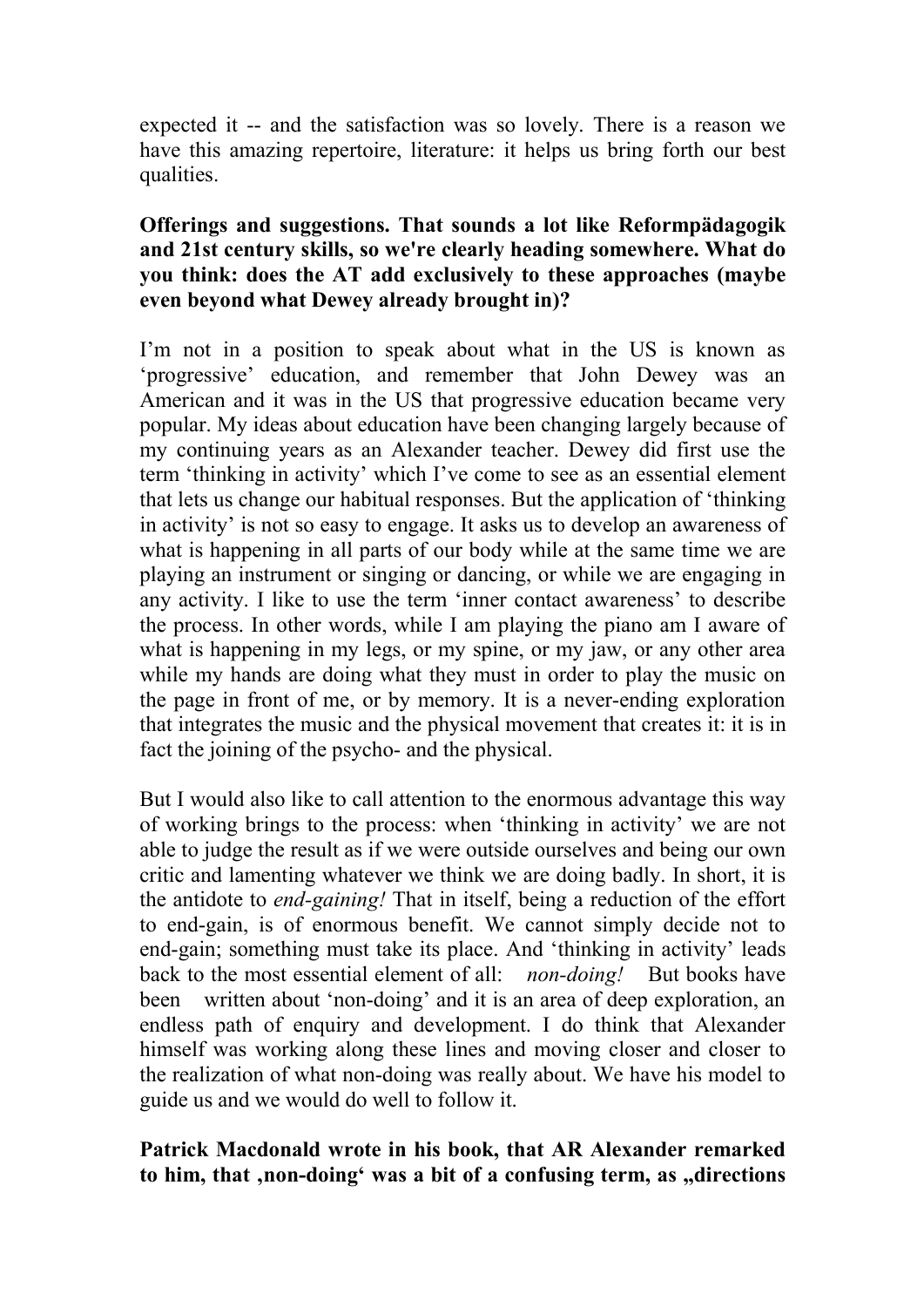expected it -- and the satisfaction was so lovely. There is a reason we have this amazing repertoire, literature: it helps us bring forth our best qualities.

**Offerings and suggestions. That sounds a lot like Reformpädagogik and 21st century skills, so we're clearly heading somewhere. What do you think: does the AT add exclusively to these approaches (maybe even beyond what Dewey already brought in)?**

I'm not in a position to speak about what in the US is known as 'progressive' education, and remember that John Dewey was an American and it was in the US that progressive education became very popular. My ideas about education have been changing largely because of my continuing years as an Alexander teacher. Dewey did first use the term 'thinking in activity' which I've come to see as an essential element that lets us change our habitual responses. But the application of 'thinking in activity' is not so easy to engage. It asks us to develop an awareness of what is happening in all parts of our body while at the same time we are playing an instrument or singing or dancing, or while we are engaging in any activity. I like to use the term 'inner contact awareness' to describe the process. In other words, while I am playing the piano am I aware of what is happening in my legs, or my spine, or my jaw, or any other area while my hands are doing what they must in order to play the music on the page in front of me, or by memory. It is a never-ending exploration that integrates the music and the physical movement that creates it: it is in fact the joining of the psycho- and the physical.

But I would also like to call attention to the enormous advantage this way of working brings to the process: when 'thinking in activity' we are not able to judge the result as if we were outside ourselves and being our own critic and lamenting whatever we think we are doing badly. In short, it is the antidote to *end-gaining!* That in itself, being a reduction of the effort to end-gain, is of enormous benefit. We cannot simply decide not to end-gain; something must take its place. And 'thinking in activity' leads back to the most essential element of all: *non-doing!* But books have been written about 'non-doing' and it is an area of deep exploration, an endless path of enquiry and development. I do think that Alexander himself was working along these lines and moving closer and closer to the realization of what non-doing was really about. We have his model to guide us and we would do well to follow it.

**Patrick Macdonald wrote in his book, that AR Alexander remarked to him, that ‚non-doing' was a bit of a confusing term, as „directions**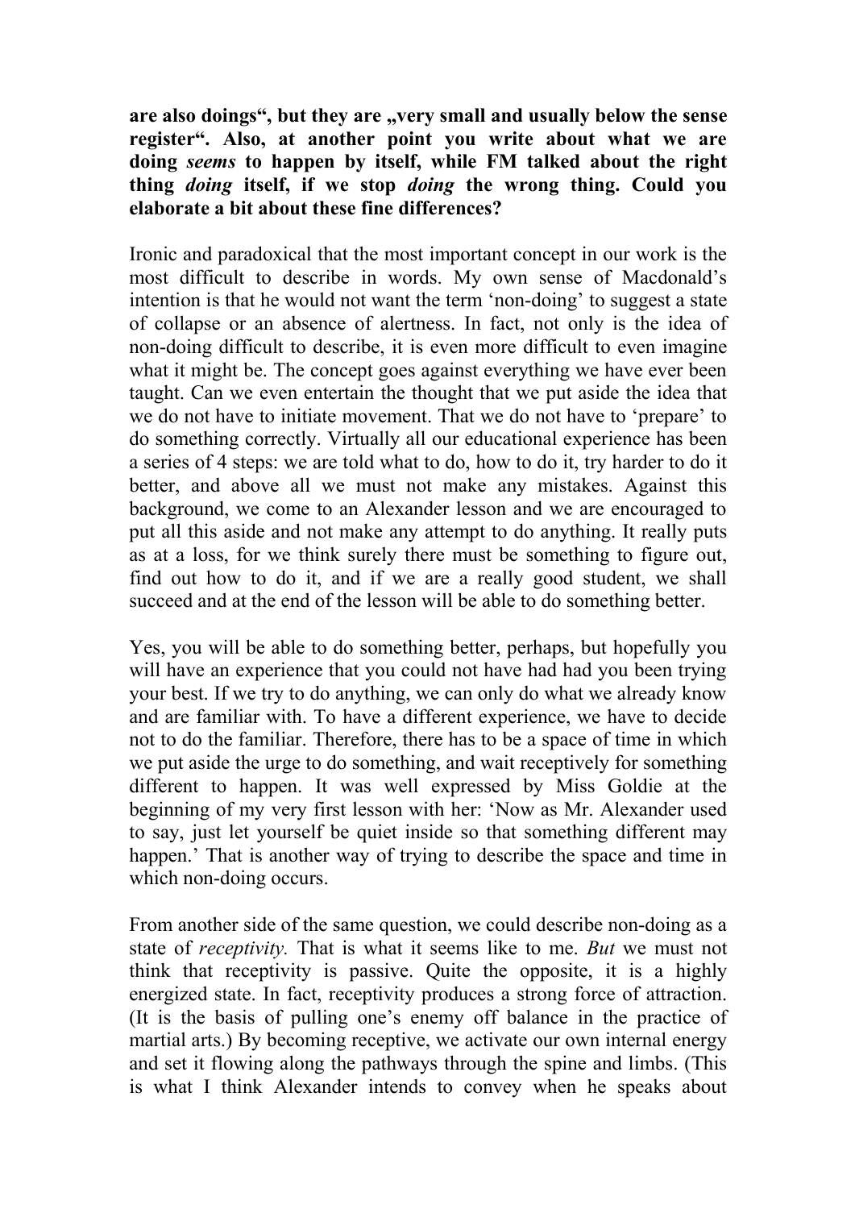**are also doings", but they are „very small and usually below the sense register". Also, at another point you write about what we are doing *seems* to happen by itself, while FM talked about the right thing *doing* itself, if we stop *doing* the wrong thing. Could you elaborate a bit about these fine differences?**

Ironic and paradoxical that the most important concept in our work is the most difficult to describe in words. My own sense of Macdonald's intention is that he would not want the term 'non-doing' to suggest a state of collapse or an absence of alertness. In fact, not only is the idea of non-doing difficult to describe, it is even more difficult to even imagine what it might be. The concept goes against everything we have ever been taught. Can we even entertain the thought that we put aside the idea that we do not have to initiate movement. That we do not have to 'prepare' to do something correctly. Virtually all our educational experience has been a series of 4 steps: we are told what to do, how to do it, try harder to do it better, and above all we must not make any mistakes. Against this background, we come to an Alexander lesson and we are encouraged to put all this aside and not make any attempt to do anything. It really puts as at a loss, for we think surely there must be something to figure out, find out how to do it, and if we are a really good student, we shall succeed and at the end of the lesson will be able to do something better.

Yes, you will be able to do something better, perhaps, but hopefully you will have an experience that you could not have had had you been trying your best. If we try to do anything, we can only do what we already know and are familiar with. To have a different experience, we have to decide not to do the familiar. Therefore, there has to be a space of time in which we put aside the urge to do something, and wait receptively for something different to happen. It was well expressed by Miss Goldie at the beginning of my very first lesson with her: 'Now as Mr. Alexander used to say, just let yourself be quiet inside so that something different may happen.' That is another way of trying to describe the space and time in which non-doing occurs.

From another side of the same question, we could describe non-doing as a state of *receptivity.* That is what it seems like to me. *But* we must not think that receptivity is passive. Quite the opposite, it is a highly energized state. In fact, receptivity produces a strong force of attraction. (It is the basis of pulling one's enemy off balance in the practice of martial arts.) By becoming receptive, we activate our own internal energy and set it flowing along the pathways through the spine and limbs. (This is what I think Alexander intends to convey when he speaks about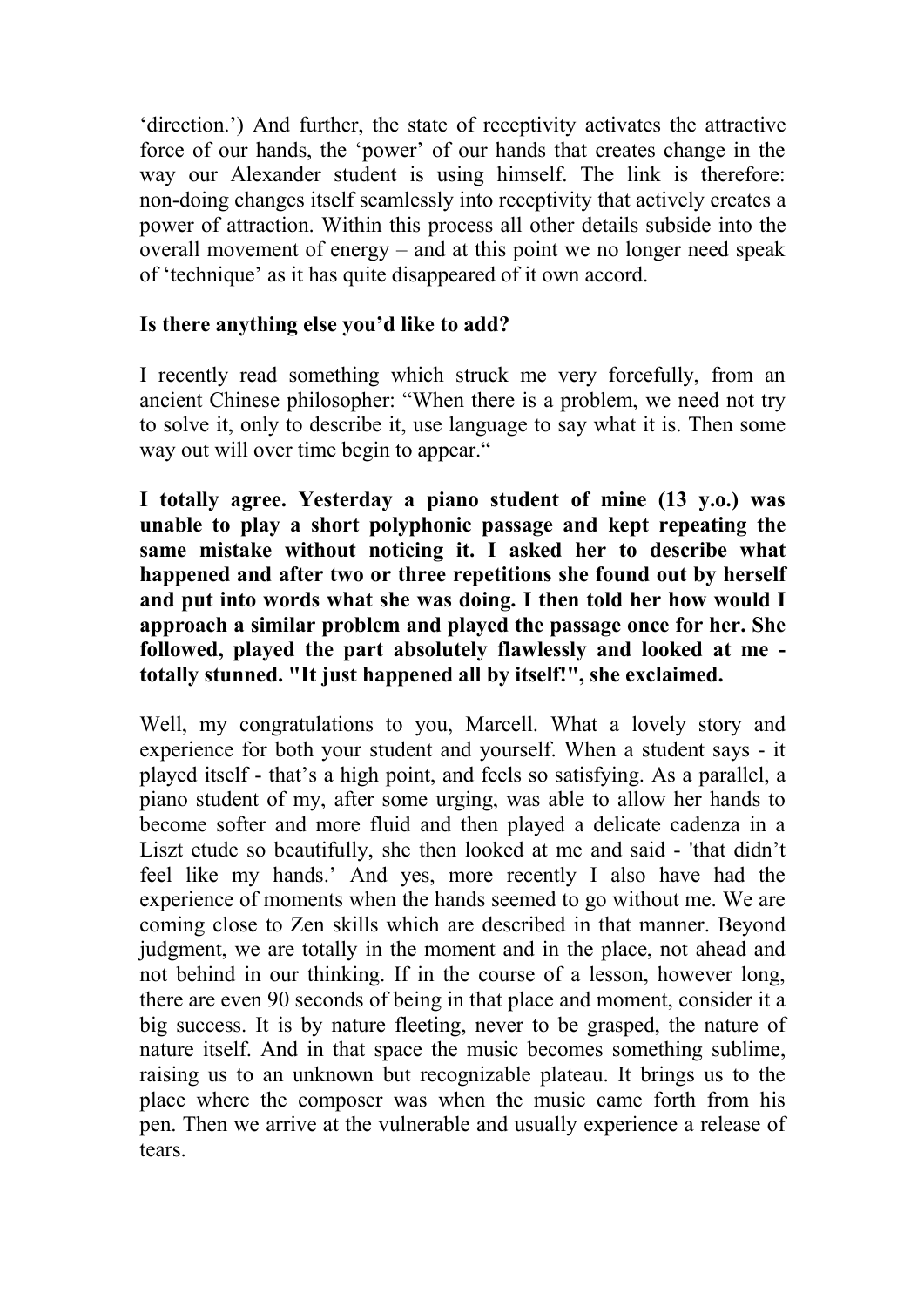'direction.') And further, the state of receptivity activates the attractive force of our hands, the 'power' of our hands that creates change in the way our Alexander student is using himself. The link is therefore: non-doing changes itself seamlessly into receptivity that actively creates a power of attraction. Within this process all other details subside into the overall movement of energy – and at this point we no longer need speak of 'technique' as it has quite disappeared of it own accord.

**Is there anything else you'd like to add?**

I recently read something which struck me very forcefully, from an ancient Chinese philosopher: "When there is a problem, we need not try to solve it, only to describe it, use language to say what it is. Then some way out will over time begin to appear."

**I totally agree. Yesterday a piano student of mine (13 y.o.) was unable to play a short polyphonic passage and kept repeating the same mistake without noticing it. I asked her to describe what happened and after two or three repetitions she found out by herself and put into words what she was doing. I then told her how would I approach a similar problem and played the passage once for her. She followed, played the part absolutely flawlessly and looked at me - totally stunned. "It just happened all by itself!", she exclaimed.**

Well, my congratulations to you, Marcell. What a lovely story and experience for both your student and yourself. When a student says - it played itself - that's a high point, and feels so satisfying. As a parallel, a piano student of my, after some urging, was able to allow her hands to become softer and more fluid and then played a delicate cadenza in a Liszt etude so beautifully, she then looked at me and said - 'that didn't feel like my hands.' And yes, more recently I also have had the experience of moments when the hands seemed to go without me. We are coming close to Zen skills which are described in that manner. Beyond judgment, we are totally in the moment and in the place, not ahead and not behind in our thinking. If in the course of a lesson, however long, there are even 90 seconds of being in that place and moment, consider it a big success. It is by nature fleeting, never to be grasped, the nature of nature itself. And in that space the music becomes something sublime, raising us to an unknown but recognizable plateau. It brings us to the place where the composer was when the music came forth from his pen. Then we arrive at the vulnerable and usually experience a release of tears.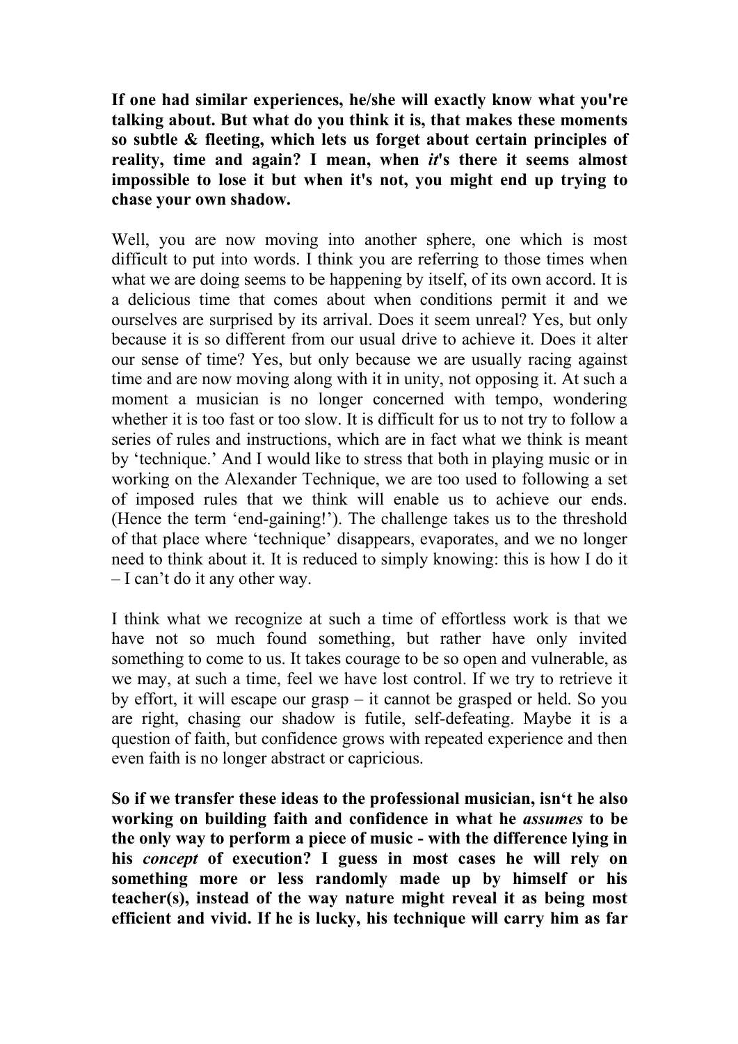**If one had similar experiences, he/she will exactly know what you're talking about. But what do you think it is, that makes these moments so subtle & fleeting, which lets us forget about certain principles of reality, time and again? I mean, when *it*'s there it seems almost impossible to lose it but when it's not, you might end up trying to chase your own shadow.**

Well, you are now moving into another sphere, one which is most difficult to put into words. I think you are referring to those times when what we are doing seems to be happening by itself, of its own accord. It is a delicious time that comes about when conditions permit it and we ourselves are surprised by its arrival. Does it seem unreal? Yes, but only because it is so different from our usual drive to achieve it. Does it alter our sense of time? Yes, but only because we are usually racing against time and are now moving along with it in unity, not opposing it. At such a moment a musician is no longer concerned with tempo, wondering whether it is too fast or too slow. It is difficult for us to not try to follow a series of rules and instructions, which are in fact what we think is meant by 'technique.' And I would like to stress that both in playing music or in working on the Alexander Technique, we are too used to following a set of imposed rules that we think will enable us to achieve our ends. (Hence the term 'end-gaining!'). The challenge takes us to the threshold of that place where 'technique' disappears, evaporates, and we no longer need to think about it. It is reduced to simply knowing: this is how I do it – I can't do it any other way.

I think what we recognize at such a time of effortless work is that we have not so much found something, but rather have only invited something to come to us. It takes courage to be so open and vulnerable, as we may, at such a time, feel we have lost control. If we try to retrieve it by effort, it will escape our grasp – it cannot be grasped or held. So you are right, chasing our shadow is futile, self-defeating. Maybe it is a question of faith, but confidence grows with repeated experience and then even faith is no longer abstract or capricious.

**So if we transfer these ideas to the professional musician, isn't he also working on building faith and confidence in what he *assumes* to be the only way to perform a piece of music - with the difference lying in his *concept* of execution? I guess in most cases he will rely on something more or less randomly made up by himself or his teacher(s), instead of the way nature might reveal it as being most efficient and vivid. If he is lucky, his technique will carry him as far**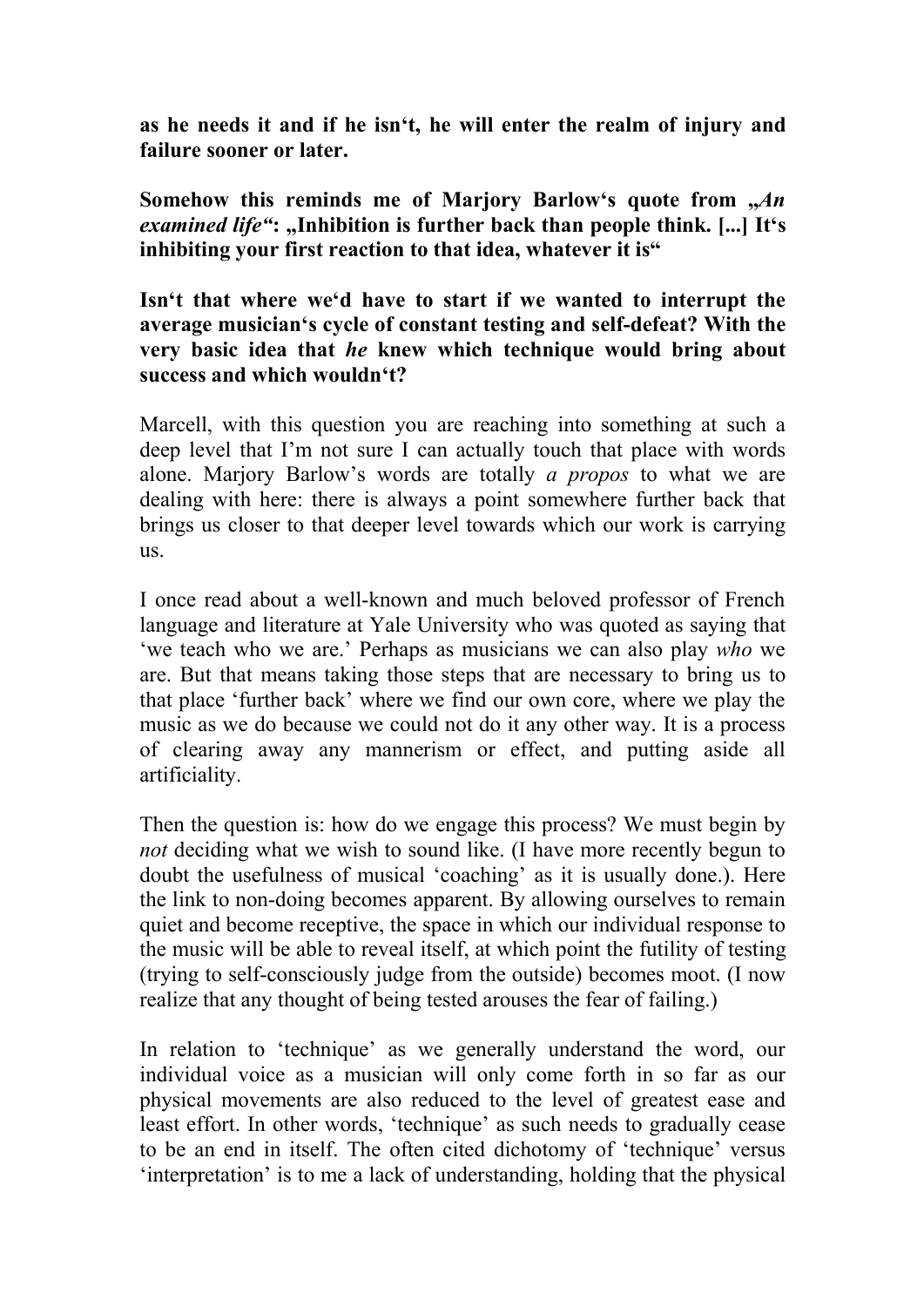**as he needs it and if he isn‘t, he will enter the realm of injury and failure sooner or later.**

**Somehow this reminds me of Marjory Barlow‘s quote from „*An examined life*“: „Inhibition is further back than people think. [...] It‘s inhibiting your first reaction to that idea, whatever it is“**

**Isn‘t that where we‘d have to start if we wanted to interrupt the average musician‘s cycle of constant testing and self-defeat? With the very basic idea that *he* knew which technique would bring about success and which wouldn‘t?**

Marcell, with this question you are reaching into something at such a deep level that I’m not sure I can actually touch that place with words alone. Marjory Barlow’s words are totally *a propos* to what we are dealing with here: there is always a point somewhere further back that brings us closer to that deeper level towards which our work is carrying us.

I once read about a well-known and much beloved professor of French language and literature at Yale University who was quoted as saying that ‘we teach who we are.’ Perhaps as musicians we can also play *who* we are. But that means taking those steps that are necessary to bring us to that place ‘further back’ where we find our own core, where we play the music as we do because we could not do it any other way. It is a process of clearing away any mannerism or effect, and putting aside all artificiality.

Then the question is: how do we engage this process? We must begin by *not* deciding what we wish to sound like. (I have more recently begun to doubt the usefulness of musical ‘coaching’ as it is usually done.). Here the link to non-doing becomes apparent. By allowing ourselves to remain quiet and become receptive, the space in which our individual response to the music will be able to reveal itself, at which point the futility of testing (trying to self-consciously judge from the outside) becomes moot. (I now realize that any thought of being tested arouses the fear of failing.)

In relation to ‘technique’ as we generally understand the word, our individual voice as a musician will only come forth in so far as our physical movements are also reduced to the level of greatest ease and least effort. In other words, ‘technique’ as such needs to gradually cease to be an end in itself. The often cited dichotomy of ‘technique’ versus ‘interpretation’ is to me a lack of understanding, holding that the physical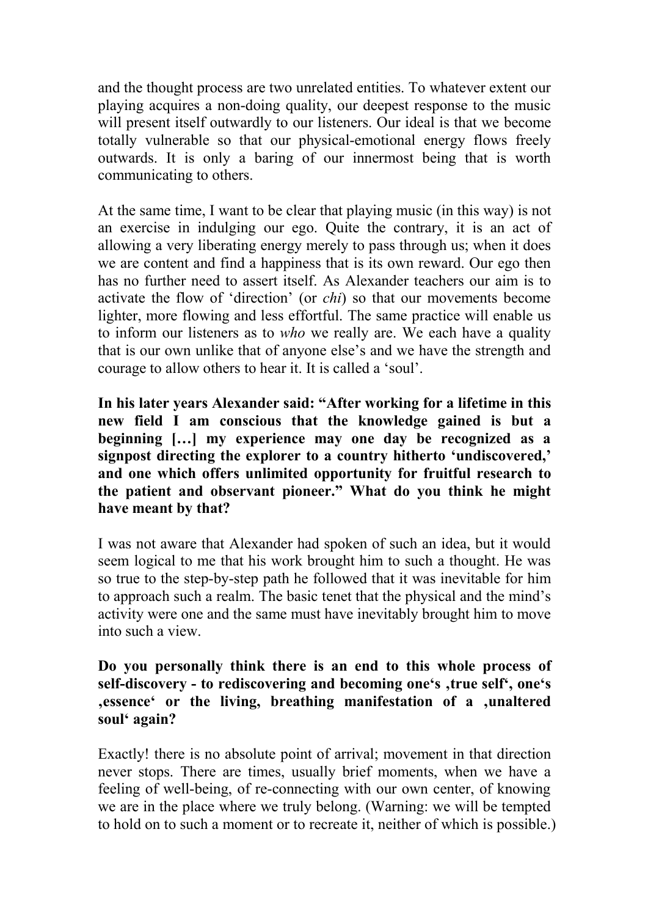and the thought process are two unrelated entities. To whatever extent our playing acquires a non-doing quality, our deepest response to the music will present itself outwardly to our listeners. Our ideal is that we become totally vulnerable so that our physical-emotional energy flows freely outwards. It is only a baring of our innermost being that is worth communicating to others.

At the same time, I want to be clear that playing music (in this way) is not an exercise in indulging our ego. Quite the contrary, it is an act of allowing a very liberating energy merely to pass through us; when it does we are content and find a happiness that is its own reward. Our ego then has no further need to assert itself. As Alexander teachers our aim is to activate the flow of 'direction' (or *chi*) so that our movements become lighter, more flowing and less effortful. The same practice will enable us to inform our listeners as to *who* we really are. We each have a quality that is our own unlike that of anyone else's and we have the strength and courage to allow others to hear it. It is called a 'soul'.

**In his later years Alexander said: "After working for a lifetime in this new field I am conscious that the knowledge gained is but a beginning […] my experience may one day be recognized as a signpost directing the explorer to a country hitherto 'undiscovered,' and one which offers unlimited opportunity for fruitful research to the patient and observant pioneer." What do you think he might have meant by that?**

I was not aware that Alexander had spoken of such an idea, but it would seem logical to me that his work brought him to such a thought. He was so true to the step-by-step path he followed that it was inevitable for him to approach such a realm. The basic tenet that the physical and the mind's activity were one and the same must have inevitably brought him to move into such a view.

**Do you personally think there is an end to this whole process of self-discovery - to rediscovering and becoming one's ‚true self', one's ‚essence' or the living, breathing manifestation of a ‚unaltered soul' again?**

Exactly! there is no absolute point of arrival; movement in that direction never stops. There are times, usually brief moments, when we have a feeling of well-being, of re-connecting with our own center, of knowing we are in the place where we truly belong. (Warning: we will be tempted to hold on to such a moment or to recreate it, neither of which is possible.)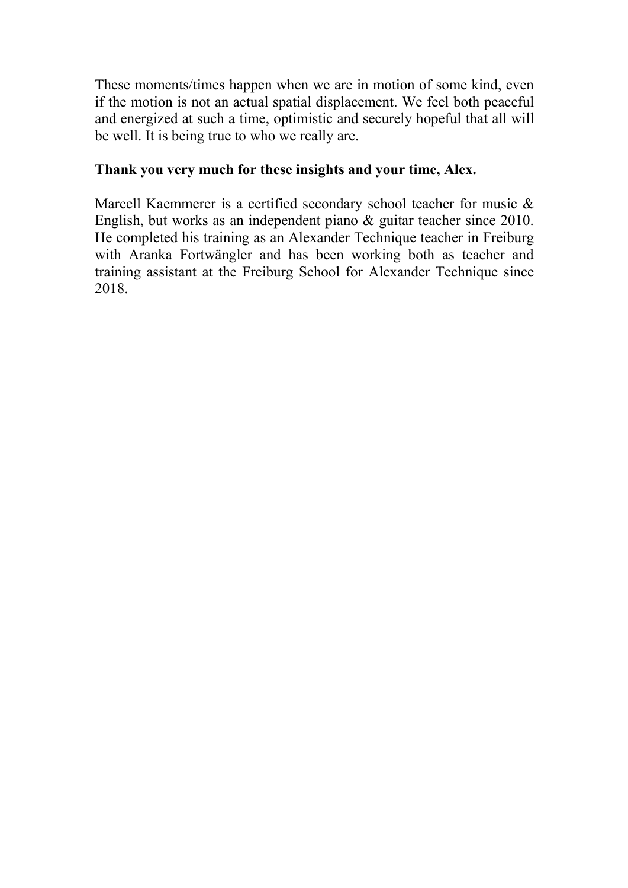These moments/times happen when we are in motion of some kind, even if the motion is not an actual spatial displacement. We feel both peaceful and energized at such a time, optimistic and securely hopeful that all will be well. It is being true to who we really are.

**Thank you very much for these insights and your time, Alex.**

Marcell Kaemmerer is a certified secondary school teacher for music & English, but works as an independent piano & guitar teacher since 2010. He completed his training as an Alexander Technique teacher in Freiburg with Aranka Fortwängler and has been working both as teacher and training assistant at the Freiburg School for Alexander Technique since 2018.